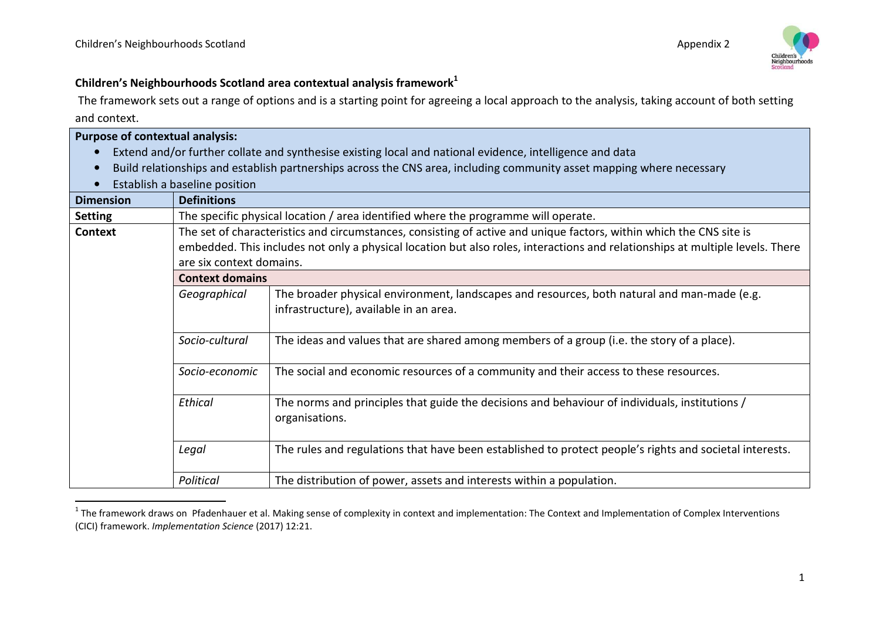## Children's Neighbourhoods Scotland area contextual analysis framework[1]

The framework sets out a range of options and is a starting point for agreeing a local approach to the analysis, taking account of both setting and context.

| **Purpose of contextual analysis:**<br>• Extend and/or further collate and synthesise existing local and national evidence, intelligence and data<br>• Build relationships and establish partnerships across the CNS area, including community asset mapping where necessary<br>• Establish a baseline position | | |
|---|---|---|
| **Dimension** | **Definitions** | |
| **Setting** | The specific physical location / area identified where the programme will operate. | |
| **Context** | The set of characteristics and circumstances, consisting of active and unique factors, within which the CNS site is embedded. This includes not only a physical location but also roles, interactions and relationships at multiple levels. There are six context domains. | |
| | **Context domains** | |
| | *Geographical* | The broader physical environment, landscapes and resources, both natural and man-made (e.g. infrastructure), available in an area. |
| | *Socio-cultural* | The ideas and values that are shared among members of a group (i.e. the story of a place). |
| | *Socio-economic* | The social and economic resources of a community and their access to these resources. |
| | *Ethical* | The norms and principles that guide the decisions and behaviour of individuals, institutions / organisations. |
| | *Legal* | The rules and regulations that have been established to protect people's rights and societal interests. |
| | *Political* | The distribution of power, assets and interests within a population. |

[1] The framework draws on Pfadenhauer et al. Making sense of complexity in context and implementation: The Context and Implementation of Complex Interventions (CICI) framework. *Implementation Science* (2017) 12:21.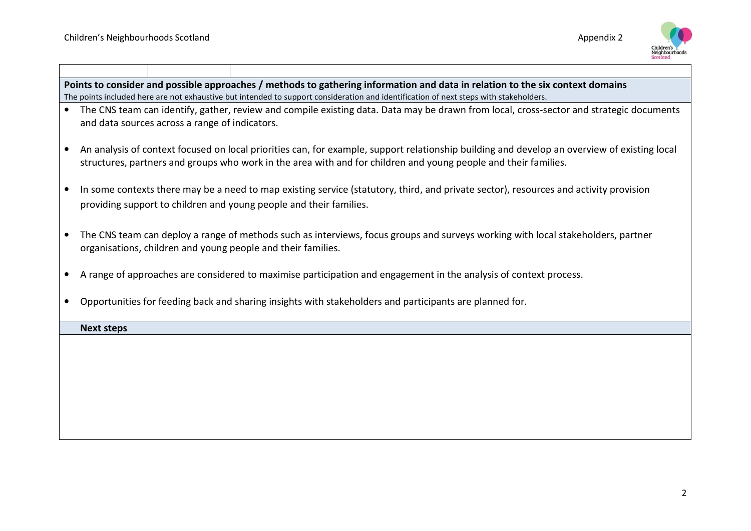| | | |
|---|---|---|
| | | |

**Points to consider and possible approaches / methods to gathering information and data in relation to the six context domains**

The points included here are not exhaustive but intended to support consideration and identification of next steps with stakeholders.

- The CNS team can identify, gather, review and compile existing data. Data may be drawn from local, cross-sector and strategic documents and data sources across a range of indicators.
- An analysis of context focused on local priorities can, for example, support relationship building and develop an overview of existing local structures, partners and groups who work in the area with and for children and young people and their families.
- In some contexts there may be a need to map existing service (statutory, third, and private sector), resources and activity provision providing support to children and young people and their families.
- The CNS team can deploy a range of methods such as interviews, focus groups and surveys working with local stakeholders, partner organisations, children and young people and their families.
- A range of approaches are considered to maximise participation and engagement in the analysis of context process.
- Opportunities for feeding back and sharing insights with stakeholders and participants are planned for.

**Next steps**